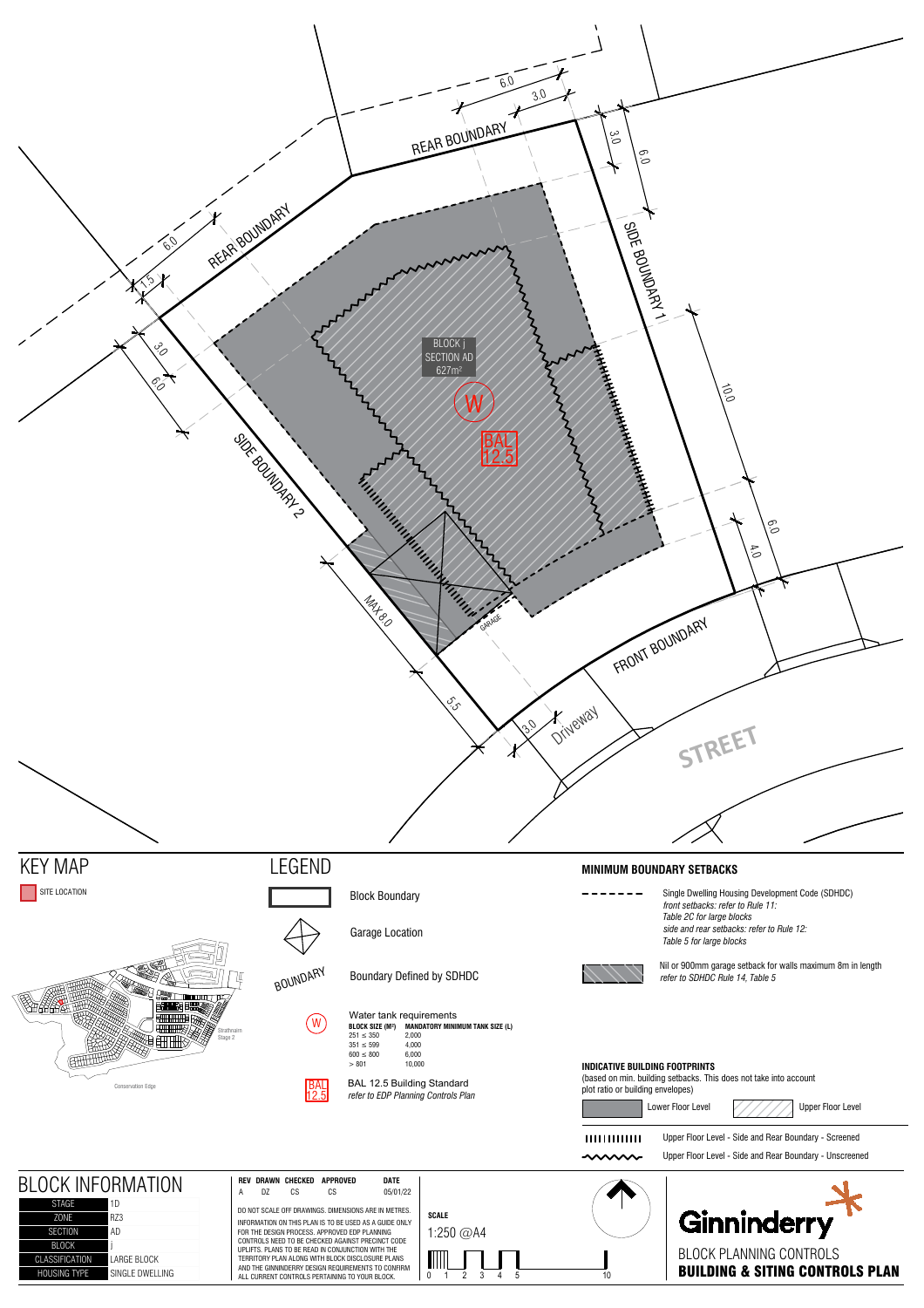REAR BOUNDARY

REAR BOUNDARY

SIDE BOUNDARY 1

SIDE BOUNDARY 2

FRONT BOUNDARY

STREET

Driveway

GARAGE

BLOCK j
SECTION AD
627m²

W

BAL 12.5

6.0 3.0 3.0 6.0 10.0 6.0 4.0 1.5 3.0 6.0 MAX 8.0 5.5 3.0

## KEY MAP

SITE LOCATION

Strathnairn Stage 2

Conservation Edge

## LEGEND

Block Boundary

Garage Location

BOUNDARY — Boundary Defined by SDHDC

W — Water tank requirements

| BLOCK SIZE (M²) | MANDATORY MINIMUM TANK SIZE (L) |
|---|---|
| 251 ≤ 350 | 2,000 |
| 351 ≤ 599 | 4,000 |
| 600 ≤ 800 | 6,000 |
| > 801 | 10,000 |

BAL 12.5 — BAL 12.5 Building Standard
*refer to EDP Planning Controls Plan*

### MINIMUM BOUNDARY SETBACKS

Single Dwelling Housing Development Code (SDHDC)
*front setbacks: refer to Rule 11:*
*Table 2C for large blocks*
*side and rear setbacks: refer to Rule 12:*
*Table 5 for large blocks*

Nil or 900mm garage setback for walls maximum 8m in length
*refer to SDHDC Rule 14, Table 5*

### INDICATIVE BUILDING FOOTPRINTS

(based on min. building setbacks. This does not take into account plot ratio or building envelopes)

Lower Floor Level

Upper Floor Level

Upper Floor Level - Side and Rear Boundary - Screened

Upper Floor Level - Side and Rear Boundary - Unscreened

## BLOCK INFORMATION

| | |
|---|---|
| STAGE | 1D |
| ZONE | RZ3 |
| SECTION | AD |
| BLOCK | j |
| CLASSIFICATION | LARGE BLOCK |
| HOUSING TYPE | SINGLE DWELLING |

| REV | DRAWN | CHECKED | APPROVED | DATE |
|---|---|---|---|---|
| A | DZ | CS | CS | 05/01/22 |

DO NOT SCALE OFF DRAWINGS. DIMENSIONS ARE IN METRES.

INFORMATION ON THIS PLAN IS TO BE USED AS A GUIDE ONLY FOR THE DESIGN PROCESS. APPROVED EDP PLANNING CONTROLS NEED TO BE CHECKED AGAINST PRECINCT CODE UPLIFTS. PLANS TO BE READ IN CONJUNCTION WITH THE TERRITORY PLAN ALONG WITH BLOCK DISCLOSURE PLANS AND THE GINNINDERRY DESIGN REQUIREMENTS TO CONFIRM ALL CURRENT CONTROLS PERTAINING TO YOUR BLOCK.

**SCALE**
1:250 @A4

0 1 2 3 4 5 10

Ginninderry

BLOCK PLANNING CONTROLS
**BUILDING & SITING CONTROLS PLAN**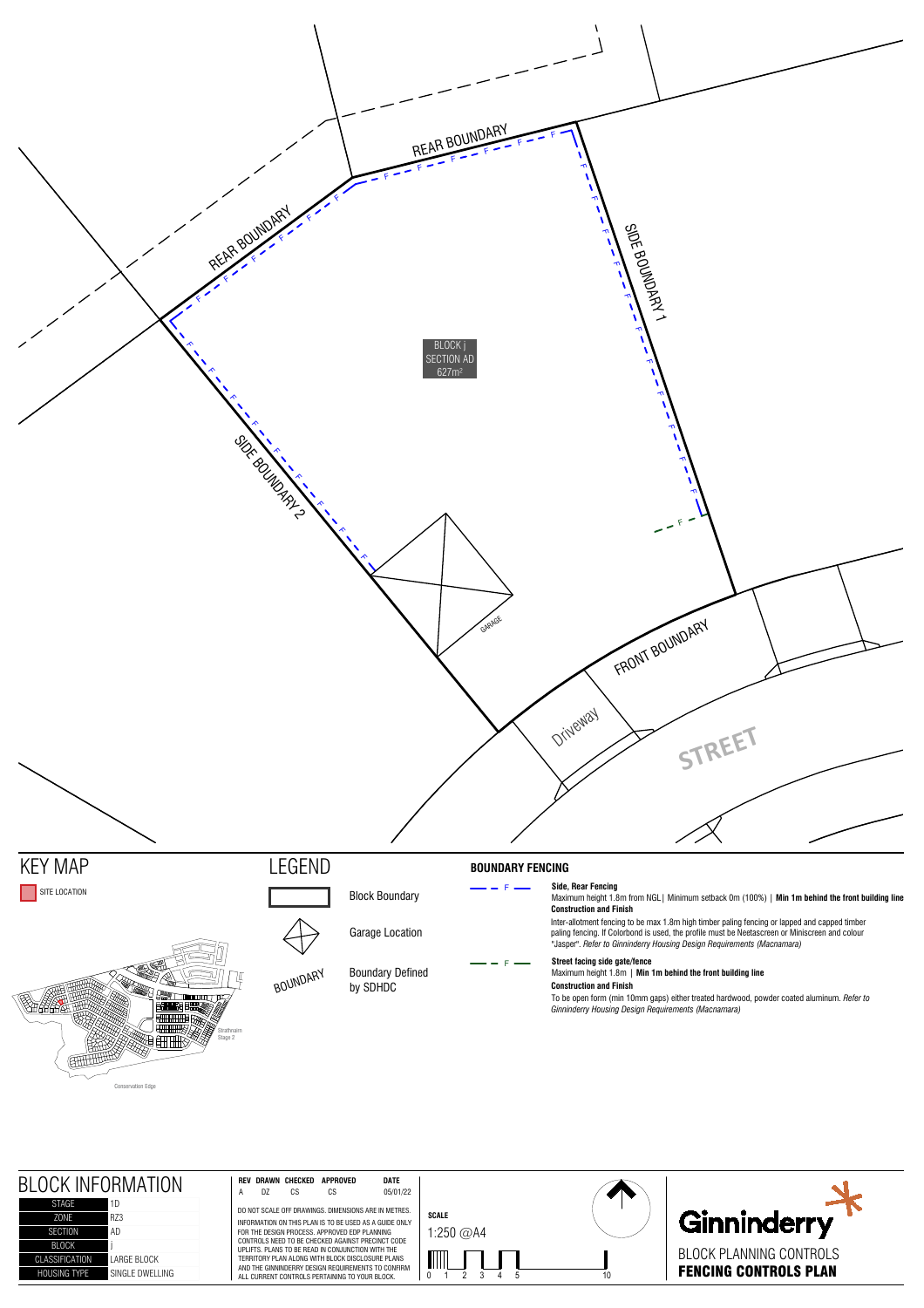REAR BOUNDARY

REAR BOUNDARY

SIDE BOUNDARY 1

SIDE BOUNDARY 2

BLOCK j
SECTION AD
627m²

GARAGE

FRONT BOUNDARY

Driveway

STREET

## KEY MAP

SITE LOCATION

Strathnairn Stage 2

Conservation Edge

## LEGEND

Block Boundary

Garage Location

BOUNDARY — Boundary Defined by SDHDC

## BOUNDARY FENCING

**Side, Rear Fencing**
Maximum height 1.8m from NGL| Minimum setback 0m (100%) | **Min 1m behind the front building line**

**Construction and Finish**
Inter-allotment fencing to be max 1.8m high timber paling fencing or lapped and capped timber paling fencing. If Colorbond is used, the profile must be Neetascreen or Miniscreen and colour "Jasper". *Refer to Ginninderry Housing Design Requirements (Macnamara)*

**Street facing side gate/fence**
Maximum height 1.8m | **Min 1m behind the front building line**

**Construction and Finish**
To be open form (min 10mm gaps) either treated hardwood, powder coated aluminum. *Refer to Ginninderry Housing Design Requirements (Macnamara)*

## BLOCK INFORMATION

| | |
|---|---|
| STAGE | 1D |
| ZONE | RZ3 |
| SECTION | AD |
| BLOCK | j |
| CLASSIFICATION | LARGE BLOCK |
| HOUSING TYPE | SINGLE DWELLING |

| REV | DRAWN | CHECKED | APPROVED | DATE |
|---|---|---|---|---|
| A | DZ | CS | CS | 05/01/22 |

DO NOT SCALE OFF DRAWINGS. DIMENSIONS ARE IN METRES.

INFORMATION ON THIS PLAN IS TO BE USED AS A GUIDE ONLY FOR THE DESIGN PROCESS. APPROVED EDP PLANNING CONTROLS NEED TO BE CHECKED AGAINST PRECINCT CODE UPLIFTS. PLANS TO BE READ IN CONJUNCTION WITH THE TERRITORY PLAN ALONG WITH BLOCK DISCLOSURE PLANS AND THE GINNINDERRY DESIGN REQUIREMENTS TO CONFIRM ALL CURRENT CONTROLS PERTAINING TO YOUR BLOCK.

**SCALE**
1:250 @A4

0 1 2 3 4 5 10

Ginninderry

BLOCK PLANNING CONTROLS
**FENCING CONTROLS PLAN**